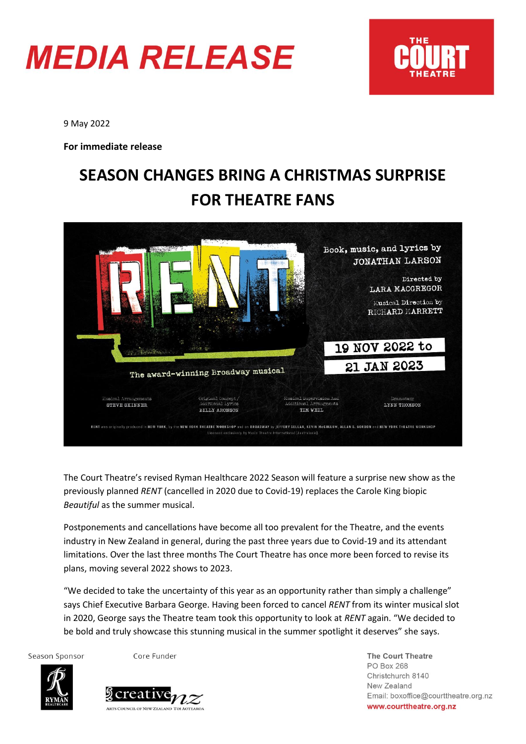# MEDIA RELEASE

9 May 2022

**For immediate release**

## SEASON CHANGES BRING A CHRISTMAS SURPRISE FOR THEATRE FANS

RENT

Book, music, and lyrics by JONATHAN LARSON

Directed by LARA MACGREGOR

Musical Direction by RICHARD MARRETT

19 NOV 2022 to 21 JAN 2023

The award-winning Broadway musical

Musical Arrangements STEVE SKINNER | Original Concept / Additional Lyrics BILLY ARONSON | Musical Supervision And Additional Arrangements TIM WEIL | Dramaturg LYNN THOMSON

RENT was originally produced in NEW YORK, by the NEW YORK THEATRE WORKSHOP and on BROADWAY by JEFFERY SELLAR, KEVIN McCOLLUM, ALLAN S. GORDON and NEW YORK THEATRE WORKSHOP. Licensed exclusively by Music Theatre International (Australasia).

The Court Theatre's revised Ryman Healthcare 2022 Season will feature a surprise new show as the previously planned *RENT* (cancelled in 2020 due to Covid-19) replaces the Carole King biopic *Beautiful* as the summer musical.

Postponements and cancellations have become all too prevalent for the Theatre, and the events industry in New Zealand in general, during the past three years due to Covid-19 and its attendant limitations. Over the last three months The Court Theatre has once more been forced to revise its plans, moving several 2022 shows to 2023.

"We decided to take the uncertainty of this year as an opportunity rather than simply a challenge" says Chief Executive Barbara George. Having been forced to cancel *RENT* from its winter musical slot in 2020, George says the Theatre team took this opportunity to look at *RENT* again. "We decided to be bold and truly showcase this stunning musical in the summer spotlight it deserves" she says.

Season Sponsor: Ryman Healthcare

Core Funder: Creative NZ – Arts Council of New Zealand Toi Aotearoa

The Court Theatre
PO Box 268
Christchurch 8140
New Zealand
Email: boxoffice@courttheatre.org.nz
www.courttheatre.org.nz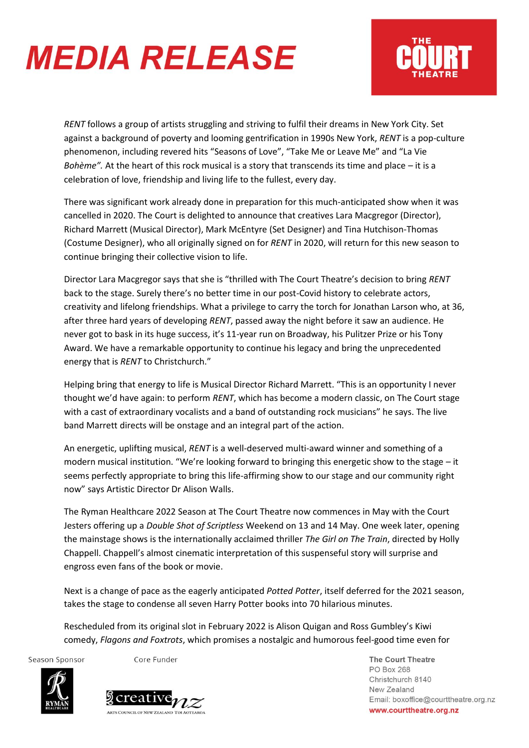*RENT* follows a group of artists struggling and striving to fulfil their dreams in New York City. Set against a background of poverty and looming gentrification in 1990s New York, *RENT* is a pop-culture phenomenon, including revered hits “Seasons of Love”, “Take Me or Leave Me” and “La Vie *Bohème”.* At the heart of this rock musical is a story that transcends its time and place – it is a celebration of love, friendship and living life to the fullest, every day.

There was significant work already done in preparation for this much-anticipated show when it was cancelled in 2020. The Court is delighted to announce that creatives Lara Macgregor (Director), Richard Marrett (Musical Director), Mark McEntyre (Set Designer) and Tina Hutchison-Thomas (Costume Designer), who all originally signed on for *RENT* in 2020, will return for this new season to continue bringing their collective vision to life.

Director Lara Macgregor says that she is “thrilled with The Court Theatre’s decision to bring *RENT* back to the stage. Surely there’s no better time in our post-Covid history to celebrate actors, creativity and lifelong friendships. What a privilege to carry the torch for Jonathan Larson who, at 36, after three hard years of developing *RENT*, passed away the night before it saw an audience. He never got to bask in its huge success, it’s 11-year run on Broadway, his Pulitzer Prize or his Tony Award. We have a remarkable opportunity to continue his legacy and bring the unprecedented energy that is *RENT* to Christchurch.”

Helping bring that energy to life is Musical Director Richard Marrett. “This is an opportunity I never thought we’d have again: to perform *RENT*, which has become a modern classic, on The Court stage with a cast of extraordinary vocalists and a band of outstanding rock musicians” he says. The live band Marrett directs will be onstage and an integral part of the action.

An energetic, uplifting musical, *RENT* is a well-deserved multi-award winner and something of a modern musical institution. “We’re looking forward to bringing this energetic show to the stage – it seems perfectly appropriate to bring this life-affirming show to our stage and our community right now” says Artistic Director Dr Alison Walls.

The Ryman Healthcare 2022 Season at The Court Theatre now commences in May with the Court Jesters offering up a *Double Shot of Scriptless* Weekend on 13 and 14 May. One week later, opening the mainstage shows is the internationally acclaimed thriller *The Girl on The Train*, directed by Holly Chappell. Chappell’s almost cinematic interpretation of this suspenseful story will surprise and engross even fans of the book or movie.

Next is a change of pace as the eagerly anticipated *Potted Potter*, itself deferred for the 2021 season, takes the stage to condense all seven Harry Potter books into 70 hilarious minutes.

Rescheduled from its original slot in February 2022 is Alison Quigan and Ross Gumbley’s Kiwi comedy, *Flagons and Foxtrots*, which promises a nostalgic and humorous feel-good time even for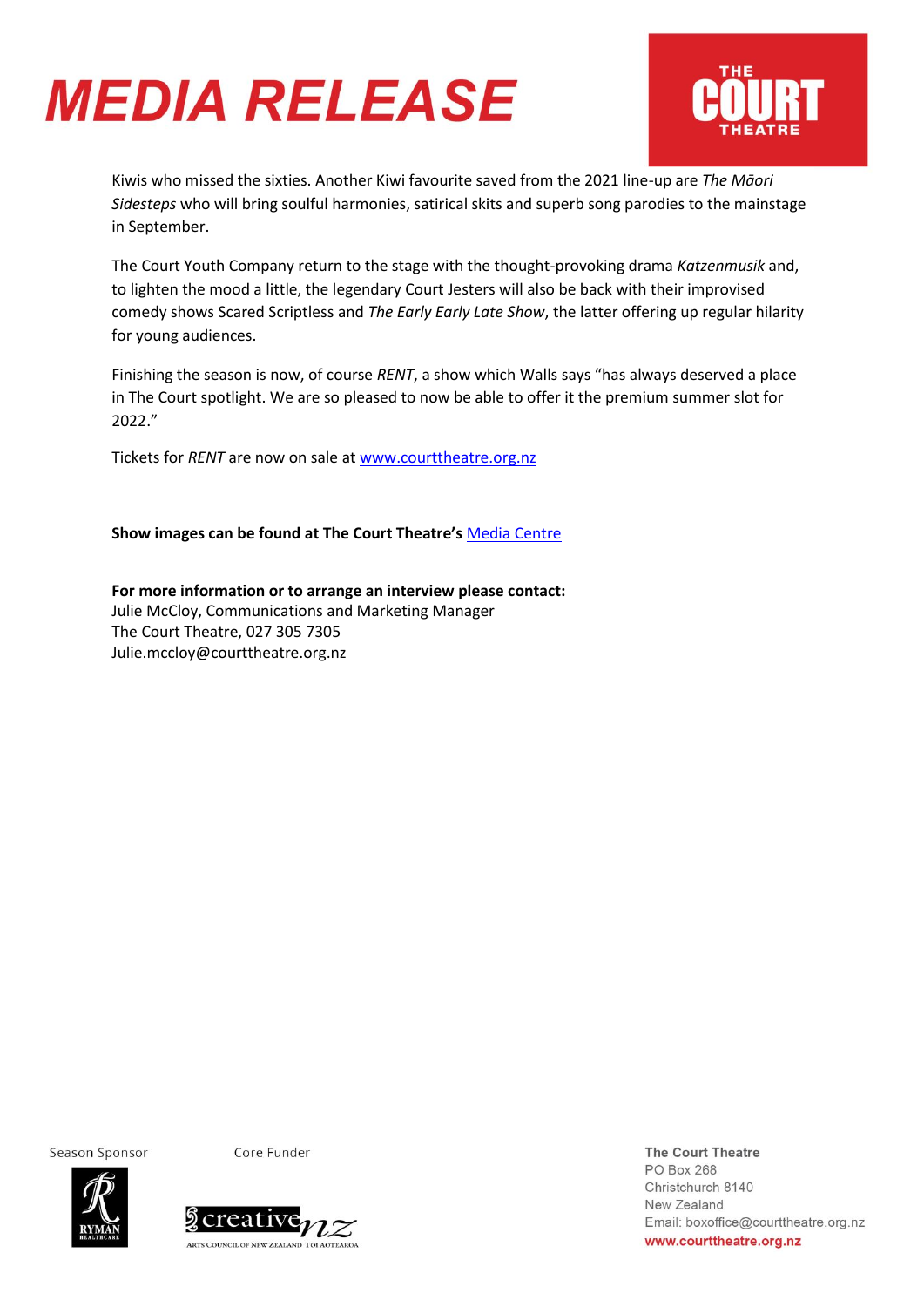Kiwis who missed the sixties. Another Kiwi favourite saved from the 2021 line-up are *The Māori Sidesteps* who will bring soulful harmonies, satirical skits and superb song parodies to the mainstage in September.

The Court Youth Company return to the stage with the thought-provoking drama *Katzenmusik* and, to lighten the mood a little, the legendary Court Jesters will also be back with their improvised comedy shows Scared Scriptless and *The Early Early Late Show*, the latter offering up regular hilarity for young audiences.

Finishing the season is now, of course *RENT*, a show which Walls says "has always deserved a place in The Court spotlight. We are so pleased to now be able to offer it the premium summer slot for 2022."

Tickets for *RENT* are now on sale at [www.courttheatre.org.nz](www.courttheatre.org.nz)

**Show images can be found at The Court Theatre's** [Media Centre]()

**For more information or to arrange an interview please contact:**
Julie McCloy, Communications and Marketing Manager
The Court Theatre, 027 305 7305
Julie.mccloy@courttheatre.org.nz

Season Sponsor

Core Funder

**The Court Theatre**
PO Box 268
Christchurch 8140
New Zealand
Email: boxoffice@courttheatre.org.nz
**www.courttheatre.org.nz**